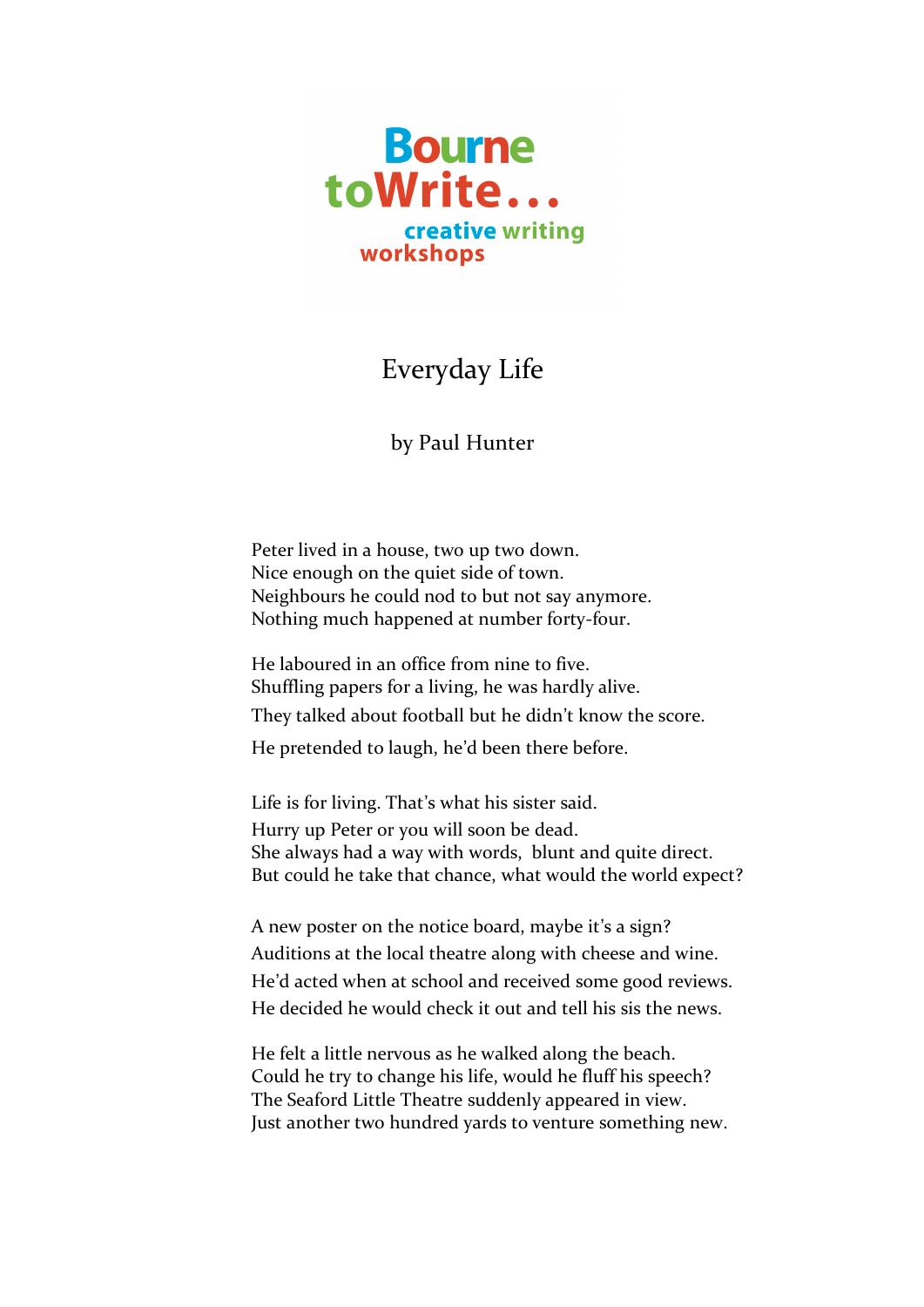Bourne toWrite...
creative writing workshops

# Everyday Life

by Paul Hunter

Peter lived in a house, two up two down.
Nice enough on the quiet side of town.
Neighbours he could nod to but not say anymore.
Nothing much happened at number forty-four.

He laboured in an office from nine to five.
Shuffling papers for a living, he was hardly alive.
They talked about football but he didn't know the score.
He pretended to laugh, he'd been there before.

Life is for living. That's what his sister said.
Hurry up Peter or you will soon be dead.
She always had a way with words, blunt and quite direct.
But could he take that chance, what would the world expect?

A new poster on the notice board, maybe it's a sign?
Auditions at the local theatre along with cheese and wine.
He'd acted when at school and received some good reviews.
He decided he would check it out and tell his sis the news.

He felt a little nervous as he walked along the beach.
Could he try to change his life, would he fluff his speech?
The Seaford Little Theatre suddenly appeared in view.
Just another two hundred yards to venture something new.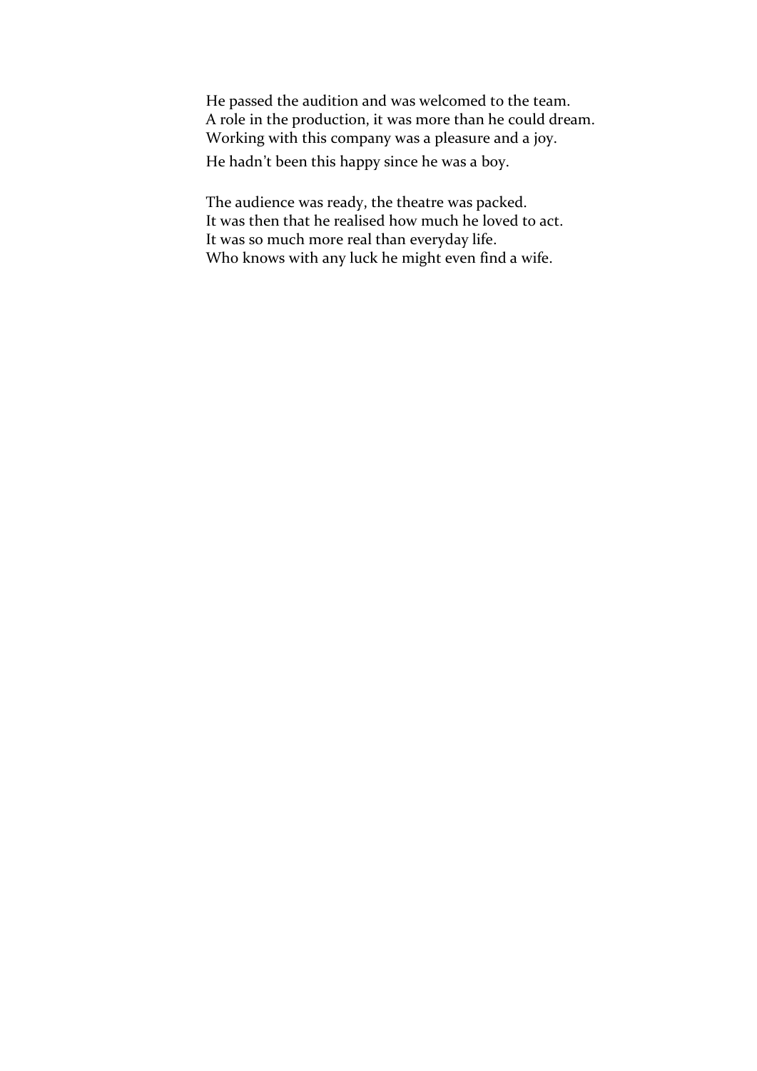He passed the audition and was welcomed to the team.  
A role in the production, it was more than he could dream.  
Working with this company was a pleasure and a joy.  
He hadn't been this happy since he was a boy.

The audience was ready, the theatre was packed.  
It was then that he realised how much he loved to act.  
It was so much more real than everyday life.  
Who knows with any luck he might even find a wife.